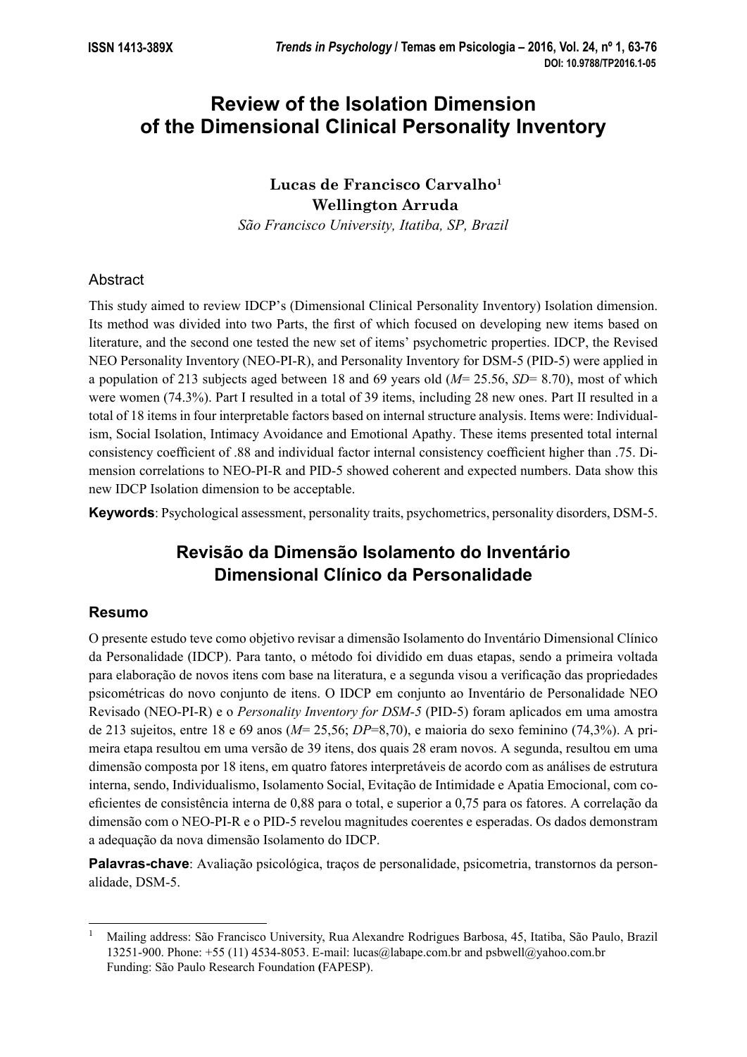# Review of the Isolation Dimension of the Dimensional Clinical Personality Inventory

**Lucas de Francisco Carvalho**[1]
**Wellington Arruda**
*São Francisco University, Itatiba, SP, Brazil*

## Abstract

This study aimed to review IDCP's (Dimensional Clinical Personality Inventory) Isolation dimension. Its method was divided into two Parts, the first of which focused on developing new items based on literature, and the second one tested the new set of items' psychometric properties. IDCP, the Revised NEO Personality Inventory (NEO-PI-R), and Personality Inventory for DSM-5 (PID-5) were applied in a population of 213 subjects aged between 18 and 69 years old ($M$= 25.56, $SD$= 8.70), most of which were women (74.3%). Part I resulted in a total of 39 items, including 28 new ones. Part II resulted in a total of 18 items in four interpretable factors based on internal structure analysis. Items were: Individualism, Social Isolation, Intimacy Avoidance and Emotional Apathy. These items presented total internal consistency coefficient of .88 and individual factor internal consistency coefficient higher than .75. Dimension correlations to NEO-PI-R and PID-5 showed coherent and expected numbers. Data show this new IDCP Isolation dimension to be acceptable.

**Keywords**: Psychological assessment, personality traits, psychometrics, personality disorders, DSM-5.

# Revisão da Dimensão Isolamento do Inventário Dimensional Clínico da Personalidade

## Resumo

O presente estudo teve como objetivo revisar a dimensão Isolamento do Inventário Dimensional Clínico da Personalidade (IDCP). Para tanto, o método foi dividido em duas etapas, sendo a primeira voltada para elaboração de novos itens com base na literatura, e a segunda visou a verificação das propriedades psicométricas do novo conjunto de itens. O IDCP em conjunto ao Inventário de Personalidade NEO Revisado (NEO-PI-R) e o *Personality Inventory for DSM-5* (PID-5) foram aplicados em uma amostra de 213 sujeitos, entre 18 e 69 anos ($M$= 25,56; $DP$=8,70), e maioria do sexo feminino (74,3%). A primeira etapa resultou em uma versão de 39 itens, dos quais 28 eram novos. A segunda, resultou em uma dimensão composta por 18 itens, em quatro fatores interpretáveis de acordo com as análises de estrutura interna, sendo, Individualismo, Isolamento Social, Evitação de Intimidade e Apatia Emocional, com coeficientes de consistência interna de 0,88 para o total, e superior a 0,75 para os fatores. A correlação da dimensão com o NEO-PI-R e o PID-5 revelou magnitudes coerentes e esperadas. Os dados demonstram a adequação da nova dimensão Isolamento do IDCP.

**Palavras-chave**: Avaliação psicológica, traços de personalidade, psicometria, transtornos da personalidade, DSM-5.

---

[1] Mailing address: São Francisco University, Rua Alexandre Rodrigues Barbosa, 45, Itatiba, São Paulo, Brazil 13251-900. Phone: +55 (11) 4534-8053. E-mail: lucas@labape.com.br and psbwell@yahoo.com.br
Funding: São Paulo Research Foundation (FAPESP).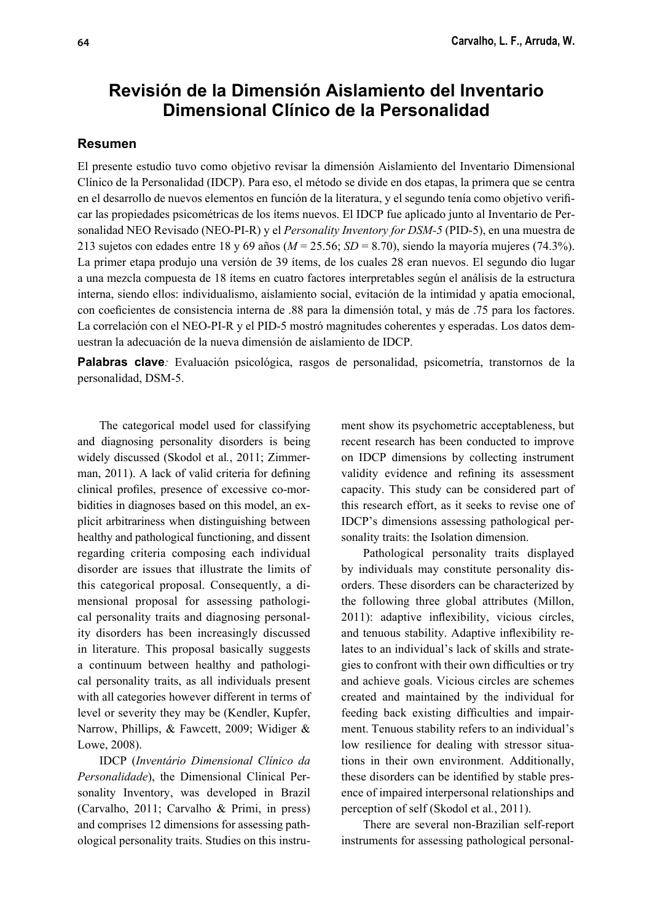# Revisión de la Dimensión Aislamiento del Inventario Dimensional Clínico de la Personalidad

## Resumen

El presente estudio tuvo como objetivo revisar la dimensión Aislamiento del Inventario Dimensional Clínico de la Personalidad (IDCP). Para eso, el método se divide en dos etapas, la primera que se centra en el desarrollo de nuevos elementos en función de la literatura, y el segundo tenía como objetivo verificar las propiedades psicométricas de los ítems nuevos. El IDCP fue aplicado junto al Inventario de Personalidad NEO Revisado (NEO-PI-R) y el *Personality Inventory for DSM-5* (PID-5), en una muestra de 213 sujetos con edades entre 18 y 69 años (*M* = 25.56; *SD* = 8.70), siendo la mayoría mujeres (74.3%). La primer etapa produjo una versión de 39 ítems, de los cuales 28 eran nuevos. El segundo dio lugar a una mezcla compuesta de 18 ítems en cuatro factores interpretables según el análisis de la estructura interna, siendo ellos: individualismo, aislamiento social, evitación de la intimidad y apatía emocional, con coeficientes de consistencia interna de .88 para la dimensión total, y más de .75 para los factores. La correlación con el NEO-PI-R y el PID-5 mostró magnitudes coherentes y esperadas. Los datos demuestran la adecuación de la nueva dimensión de aislamiento de IDCP.

**Palabras clave***:* Evaluación psicológica, rasgos de personalidad, psicometría, transtornos de la personalidad, DSM-5.

The categorical model used for classifying and diagnosing personality disorders is being widely discussed (Skodol et al., 2011; Zimmerman, 2011). A lack of valid criteria for defining clinical profiles, presence of excessive co-morbidities in diagnoses based on this model, an explicit arbitrariness when distinguishing between healthy and pathological functioning, and dissent regarding criteria composing each individual disorder are issues that illustrate the limits of this categorical proposal. Consequently, a dimensional proposal for assessing pathological personality traits and diagnosing personality disorders has been increasingly discussed in literature. This proposal basically suggests a continuum between healthy and pathological personality traits, as all individuals present with all categories however different in terms of level or severity they may be (Kendler, Kupfer, Narrow, Phillips, & Fawcett, 2009; Widiger & Lowe, 2008).

IDCP (*Inventário Dimensional Clínico da Personalidade*), the Dimensional Clinical Personality Inventory, was developed in Brazil (Carvalho, 2011; Carvalho & Primi, in press) and comprises 12 dimensions for assessing pathological personality traits. Studies on this instrument show its psychometric acceptableness, but recent research has been conducted to improve on IDCP dimensions by collecting instrument validity evidence and refining its assessment capacity. This study can be considered part of this research effort, as it seeks to revise one of IDCP's dimensions assessing pathological personality traits: the Isolation dimension.

Pathological personality traits displayed by individuals may constitute personality disorders. These disorders can be characterized by the following three global attributes (Millon, 2011): adaptive inflexibility, vicious circles, and tenuous stability. Adaptive inflexibility relates to an individual's lack of skills and strategies to confront with their own difficulties or try and achieve goals. Vicious circles are schemes created and maintained by the individual for feeding back existing difficulties and impairment. Tenuous stability refers to an individual's low resilience for dealing with stressor situations in their own environment. Additionally, these disorders can be identified by stable presence of impaired interpersonal relationships and perception of self (Skodol et al., 2011).

There are several non-Brazilian self-report instruments for assessing pathological personal-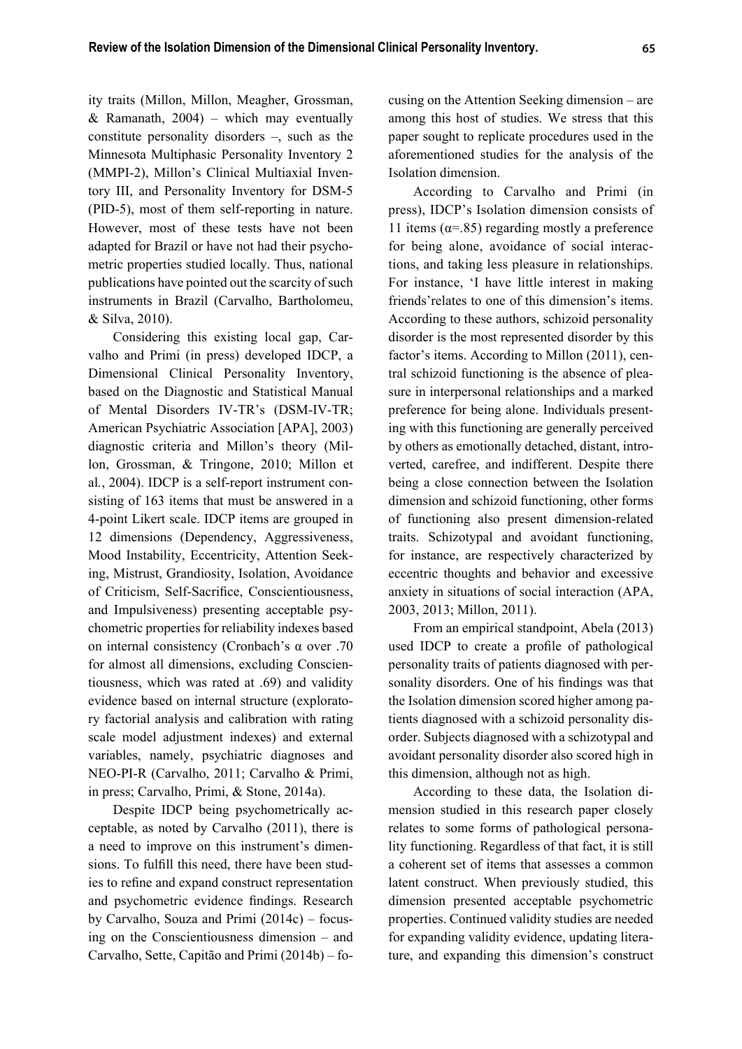ity traits (Millon, Millon, Meagher, Grossman, & Ramanath, 2004) – which may eventually constitute personality disorders –, such as the Minnesota Multiphasic Personality Inventory 2 (MMPI-2), Millon's Clinical Multiaxial Inventory III, and Personality Inventory for DSM-5 (PID-5), most of them self-reporting in nature. However, most of these tests have not been adapted for Brazil or have not had their psychometric properties studied locally. Thus, national publications have pointed out the scarcity of such instruments in Brazil (Carvalho, Bartholomeu, & Silva, 2010).

Considering this existing local gap, Carvalho and Primi (in press) developed IDCP, a Dimensional Clinical Personality Inventory, based on the Diagnostic and Statistical Manual of Mental Disorders IV-TR's (DSM-IV-TR; American Psychiatric Association [APA], 2003) diagnostic criteria and Millon's theory (Millon, Grossman, & Tringone, 2010; Millon et al., 2004). IDCP is a self-report instrument consisting of 163 items that must be answered in a 4-point Likert scale. IDCP items are grouped in 12 dimensions (Dependency, Aggressiveness, Mood Instability, Eccentricity, Attention Seeking, Mistrust, Grandiosity, Isolation, Avoidance of Criticism, Self-Sacrifice, Conscientiousness, and Impulsiveness) presenting acceptable psychometric properties for reliability indexes based on internal consistency (Cronbach's α over .70 for almost all dimensions, excluding Conscientiousness, which was rated at .69) and validity evidence based on internal structure (exploratory factorial analysis and calibration with rating scale model adjustment indexes) and external variables, namely, psychiatric diagnoses and NEO-PI-R (Carvalho, 2011; Carvalho & Primi, in press; Carvalho, Primi, & Stone, 2014a).

Despite IDCP being psychometrically acceptable, as noted by Carvalho (2011), there is a need to improve on this instrument's dimensions. To fulfill this need, there have been studies to refine and expand construct representation and psychometric evidence findings. Research by Carvalho, Souza and Primi (2014c) – focusing on the Conscientiousness dimension – and Carvalho, Sette, Capitão and Primi (2014b) – focusing on the Attention Seeking dimension – are among this host of studies. We stress that this paper sought to replicate procedures used in the aforementioned studies for the analysis of the Isolation dimension.

According to Carvalho and Primi (in press), IDCP's Isolation dimension consists of 11 items (α=.85) regarding mostly a preference for being alone, avoidance of social interactions, and taking less pleasure in relationships. For instance, 'I have little interest in making friends' relates to one of this dimension's items. According to these authors, schizoid personality disorder is the most represented disorder by this factor's items. According to Millon (2011), central schizoid functioning is the absence of pleasure in interpersonal relationships and a marked preference for being alone. Individuals presenting with this functioning are generally perceived by others as emotionally detached, distant, introverted, carefree, and indifferent. Despite there being a close connection between the Isolation dimension and schizoid functioning, other forms of functioning also present dimension-related traits. Schizotypal and avoidant functioning, for instance, are respectively characterized by eccentric thoughts and behavior and excessive anxiety in situations of social interaction (APA, 2003, 2013; Millon, 2011).

From an empirical standpoint, Abela (2013) used IDCP to create a profile of pathological personality traits of patients diagnosed with personality disorders. One of his findings was that the Isolation dimension scored higher among patients diagnosed with a schizoid personality disorder. Subjects diagnosed with a schizotypal and avoidant personality disorder also scored high in this dimension, although not as high.

According to these data, the Isolation dimension studied in this research paper closely relates to some forms of pathological personality functioning. Regardless of that fact, it is still a coherent set of items that assesses a common latent construct. When previously studied, this dimension presented acceptable psychometric properties. Continued validity studies are needed for expanding validity evidence, updating literature, and expanding this dimension's construct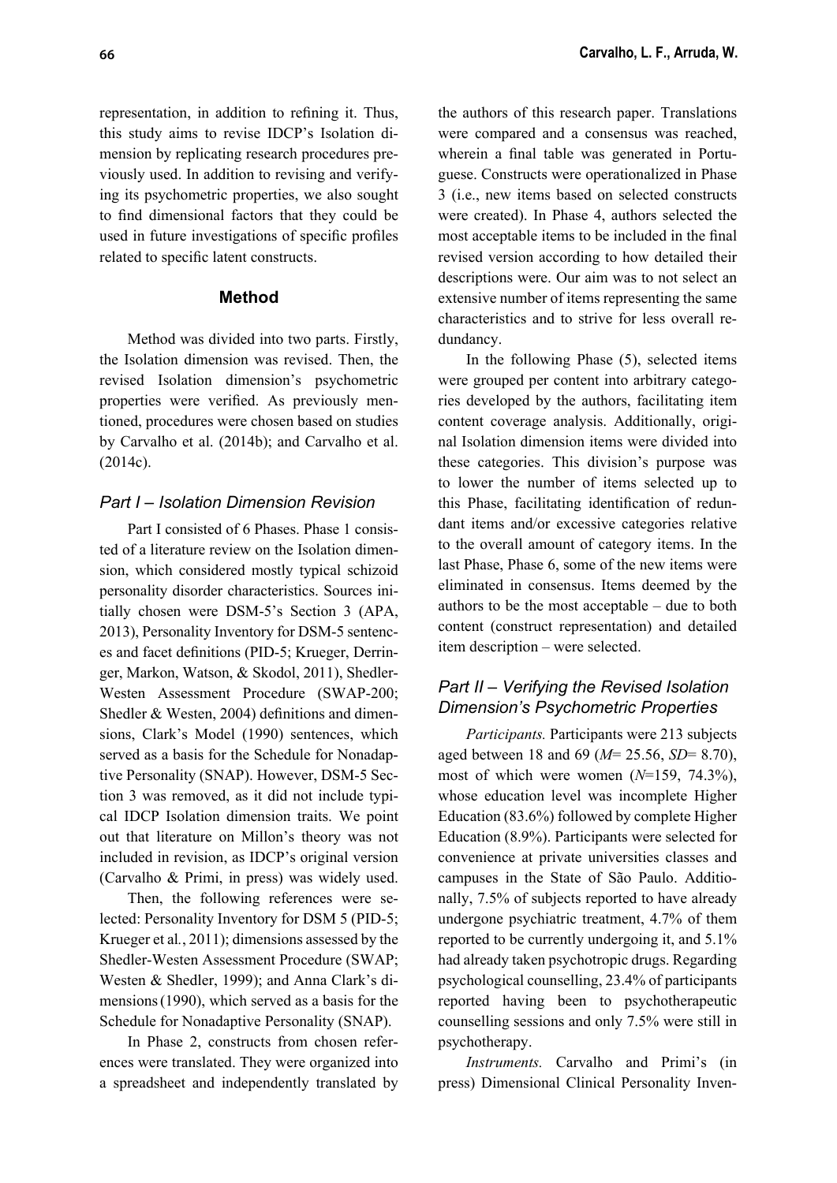representation, in addition to refining it. Thus, this study aims to revise IDCP's Isolation dimension by replicating research procedures previously used. In addition to revising and verifying its psychometric properties, we also sought to find dimensional factors that they could be used in future investigations of specific profiles related to specific latent constructs.

## Method

Method was divided into two parts. Firstly, the Isolation dimension was revised. Then, the revised Isolation dimension's psychometric properties were verified. As previously mentioned, procedures were chosen based on studies by Carvalho et al. (2014b); and Carvalho et al. (2014c).

### *Part I – Isolation Dimension Revision*

Part I consisted of 6 Phases. Phase 1 consisted of a literature review on the Isolation dimension, which considered mostly typical schizoid personality disorder characteristics. Sources initially chosen were DSM-5's Section 3 (APA, 2013), Personality Inventory for DSM-5 sentences and facet definitions (PID-5; Krueger, Derringer, Markon, Watson, & Skodol, 2011), Shedler-Westen Assessment Procedure (SWAP-200; Shedler & Westen, 2004) definitions and dimensions, Clark's Model (1990) sentences, which served as a basis for the Schedule for Nonadaptive Personality (SNAP). However, DSM-5 Section 3 was removed, as it did not include typical IDCP Isolation dimension traits. We point out that literature on Millon's theory was not included in revision, as IDCP's original version (Carvalho & Primi, in press) was widely used.

Then, the following references were selected: Personality Inventory for DSM 5 (PID-5; Krueger et al., 2011); dimensions assessed by the Shedler-Westen Assessment Procedure (SWAP; Westen & Shedler, 1999); and Anna Clark's dimensions (1990), which served as a basis for the Schedule for Nonadaptive Personality (SNAP).

In Phase 2, constructs from chosen references were translated. They were organized into a spreadsheet and independently translated by the authors of this research paper. Translations were compared and a consensus was reached, wherein a final table was generated in Portuguese. Constructs were operationalized in Phase 3 (i.e., new items based on selected constructs were created). In Phase 4, authors selected the most acceptable items to be included in the final revised version according to how detailed their descriptions were. Our aim was to not select an extensive number of items representing the same characteristics and to strive for less overall redundancy.

In the following Phase (5), selected items were grouped per content into arbitrary categories developed by the authors, facilitating item content coverage analysis. Additionally, original Isolation dimension items were divided into these categories. This division's purpose was to lower the number of items selected up to this Phase, facilitating identification of redundant items and/or excessive categories relative to the overall amount of category items. In the last Phase, Phase 6, some of the new items were eliminated in consensus. Items deemed by the authors to be the most acceptable – due to both content (construct representation) and detailed item description – were selected.

### *Part II – Verifying the Revised Isolation Dimension's Psychometric Properties*

*Participants.* Participants were 213 subjects aged between 18 and 69 ($M$= 25.56, $SD$= 8.70), most of which were women ($N$=159, 74.3%), whose education level was incomplete Higher Education (83.6%) followed by complete Higher Education (8.9%). Participants were selected for convenience at private universities classes and campuses in the State of São Paulo. Additionally, 7.5% of subjects reported to have already undergone psychiatric treatment, 4.7% of them reported to be currently undergoing it, and 5.1% had already taken psychotropic drugs. Regarding psychological counselling, 23.4% of participants reported having been to psychotherapeutic counselling sessions and only 7.5% were still in psychotherapy.

*Instruments.* Carvalho and Primi's (in press) Dimensional Clinical Personality Inven-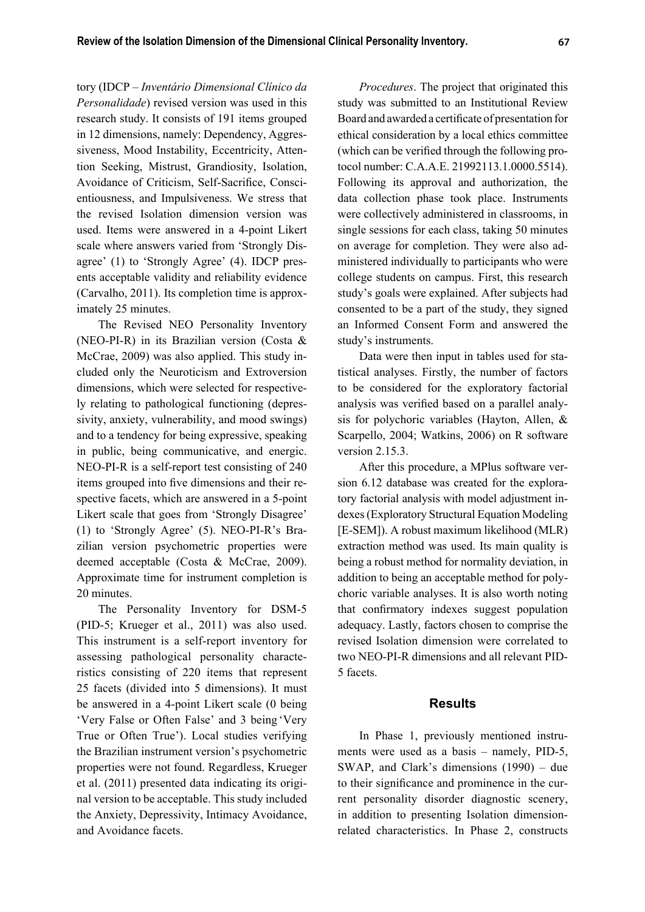tory (IDCP – *Inventário Dimensional Clínico da Personalidade*) revised version was used in this research study. It consists of 191 items grouped in 12 dimensions, namely: Dependency, Aggressiveness, Mood Instability, Eccentricity, Attention Seeking, Mistrust, Grandiosity, Isolation, Avoidance of Criticism, Self-Sacrifice, Conscientiousness, and Impulsiveness. We stress that the revised Isolation dimension version was used. Items were answered in a 4-point Likert scale where answers varied from 'Strongly Disagree' (1) to 'Strongly Agree' (4). IDCP presents acceptable validity and reliability evidence (Carvalho, 2011). Its completion time is approximately 25 minutes.

The Revised NEO Personality Inventory (NEO-PI-R) in its Brazilian version (Costa & McCrae, 2009) was also applied. This study included only the Neuroticism and Extroversion dimensions, which were selected for respectively relating to pathological functioning (depressivity, anxiety, vulnerability, and mood swings) and to a tendency for being expressive, speaking in public, being communicative, and energic. NEO-PI-R is a self-report test consisting of 240 items grouped into five dimensions and their respective facets, which are answered in a 5-point Likert scale that goes from 'Strongly Disagree' (1) to 'Strongly Agree' (5). NEO-PI-R's Brazilian version psychometric properties were deemed acceptable (Costa & McCrae, 2009). Approximate time for instrument completion is 20 minutes.

The Personality Inventory for DSM-5 (PID-5; Krueger et al., 2011) was also used. This instrument is a self-report inventory for assessing pathological personality characteristics consisting of 220 items that represent 25 facets (divided into 5 dimensions). It must be answered in a 4-point Likert scale (0 being 'Very False or Often False' and 3 being 'Very True or Often True'). Local studies verifying the Brazilian instrument version's psychometric properties were not found. Regardless, Krueger et al. (2011) presented data indicating its original version to be acceptable. This study included the Anxiety, Depressivity, Intimacy Avoidance, and Avoidance facets.

*Procedures*. The project that originated this study was submitted to an Institutional Review Board and awarded a certificate of presentation for ethical consideration by a local ethics committee (which can be verified through the following protocol number: C.A.A.E. 21992113.1.0000.5514). Following its approval and authorization, the data collection phase took place. Instruments were collectively administered in classrooms, in single sessions for each class, taking 50 minutes on average for completion. They were also administered individually to participants who were college students on campus. First, this research study's goals were explained. After subjects had consented to be a part of the study, they signed an Informed Consent Form and answered the study's instruments.

Data were then input in tables used for statistical analyses. Firstly, the number of factors to be considered for the exploratory factorial analysis was verified based on a parallel analysis for polychoric variables (Hayton, Allen, & Scarpello, 2004; Watkins, 2006) on R software version 2.15.3.

After this procedure, a MPlus software version 6.12 database was created for the exploratory factorial analysis with model adjustment indexes (Exploratory Structural Equation Modeling [E-SEM]). A robust maximum likelihood (MLR) extraction method was used. Its main quality is being a robust method for normality deviation, in addition to being an acceptable method for polychoric variable analyses. It is also worth noting that confirmatory indexes suggest population adequacy. Lastly, factors chosen to comprise the revised Isolation dimension were correlated to two NEO-PI-R dimensions and all relevant PID-5 facets.

## Results

In Phase 1, previously mentioned instruments were used as a basis – namely, PID-5, SWAP, and Clark's dimensions (1990) – due to their significance and prominence in the current personality disorder diagnostic scenery, in addition to presenting Isolation dimension-related characteristics. In Phase 2, constructs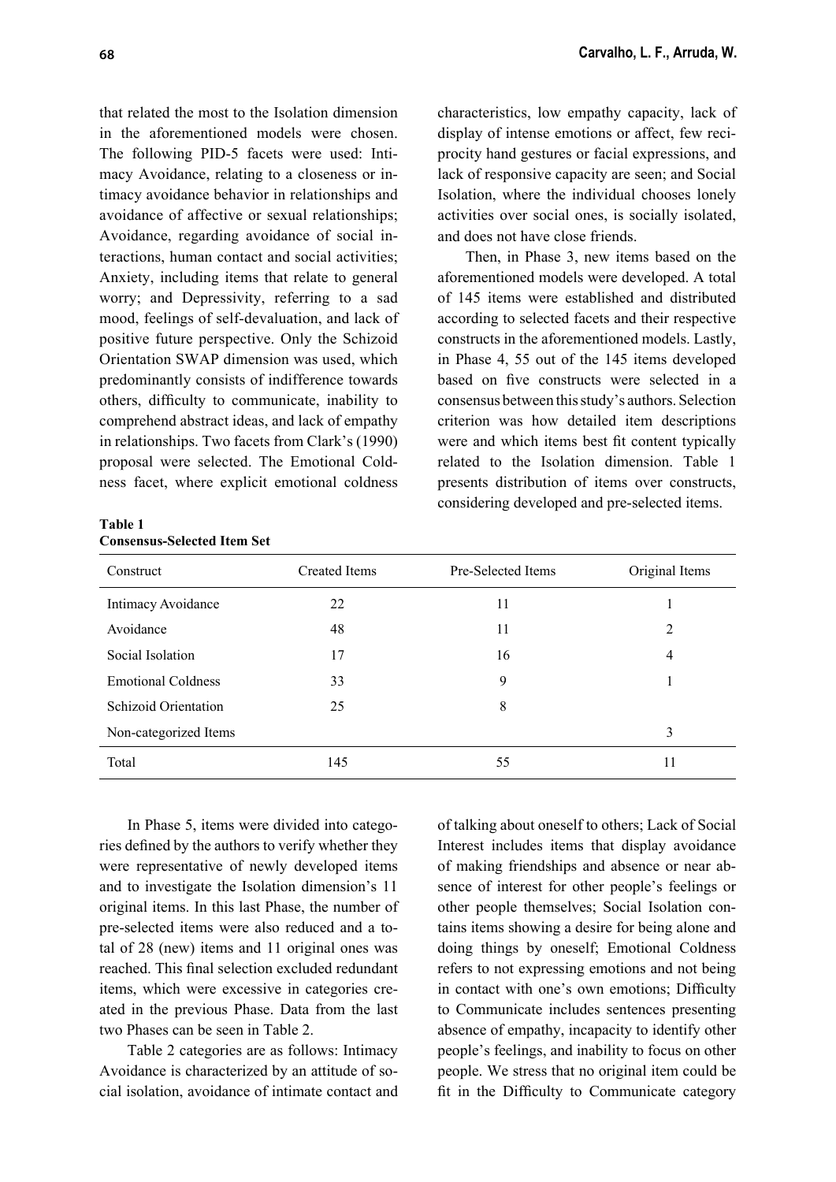that related the most to the Isolation dimension in the aforementioned models were chosen. The following PID-5 facets were used: Intimacy Avoidance, relating to a closeness or intimacy avoidance behavior in relationships and avoidance of affective or sexual relationships; Avoidance, regarding avoidance of social interactions, human contact and social activities; Anxiety, including items that relate to general worry; and Depressivity, referring to a sad mood, feelings of self-devaluation, and lack of positive future perspective. Only the Schizoid Orientation SWAP dimension was used, which predominantly consists of indifference towards others, difficulty to communicate, inability to comprehend abstract ideas, and lack of empathy in relationships. Two facets from Clark's (1990) proposal were selected. The Emotional Coldness facet, where explicit emotional coldness characteristics, low empathy capacity, lack of display of intense emotions or affect, few reciprocity hand gestures or facial expressions, and lack of responsive capacity are seen; and Social Isolation, where the individual chooses lonely activities over social ones, is socially isolated, and does not have close friends.

Then, in Phase 3, new items based on the aforementioned models were developed. A total of 145 items were established and distributed according to selected facets and their respective constructs in the aforementioned models. Lastly, in Phase 4, 55 out of the 145 items developed based on five constructs were selected in a consensus between this study's authors. Selection criterion was how detailed item descriptions were and which items best fit content typically related to the Isolation dimension. Table 1 presents distribution of items over constructs, considering developed and pre-selected items.

**Table 1**
**Consensus-Selected Item Set**

| Construct | Created Items | Pre-Selected Items | Original Items |
|---|---|---|---|
| Intimacy Avoidance | 22 | 11 | 1 |
| Avoidance | 48 | 11 | 2 |
| Social Isolation | 17 | 16 | 4 |
| Emotional Coldness | 33 | 9 | 1 |
| Schizoid Orientation | 25 | 8 | |
| Non-categorized Items | | | 3 |
| Total | 145 | 55 | 11 |

In Phase 5, items were divided into categories defined by the authors to verify whether they were representative of newly developed items and to investigate the Isolation dimension's 11 original items. In this last Phase, the number of pre-selected items were also reduced and a total of 28 (new) items and 11 original ones was reached. This final selection excluded redundant items, which were excessive in categories created in the previous Phase. Data from the last two Phases can be seen in Table 2.

Table 2 categories are as follows: Intimacy Avoidance is characterized by an attitude of social isolation, avoidance of intimate contact and of talking about oneself to others; Lack of Social Interest includes items that display avoidance of making friendships and absence or near absence of interest for other people's feelings or other people themselves; Social Isolation contains items showing a desire for being alone and doing things by oneself; Emotional Coldness refers to not expressing emotions and not being in contact with one's own emotions; Difficulty to Communicate includes sentences presenting absence of empathy, incapacity to identify other people's feelings, and inability to focus on other people. We stress that no original item could be fit in the Difficulty to Communicate category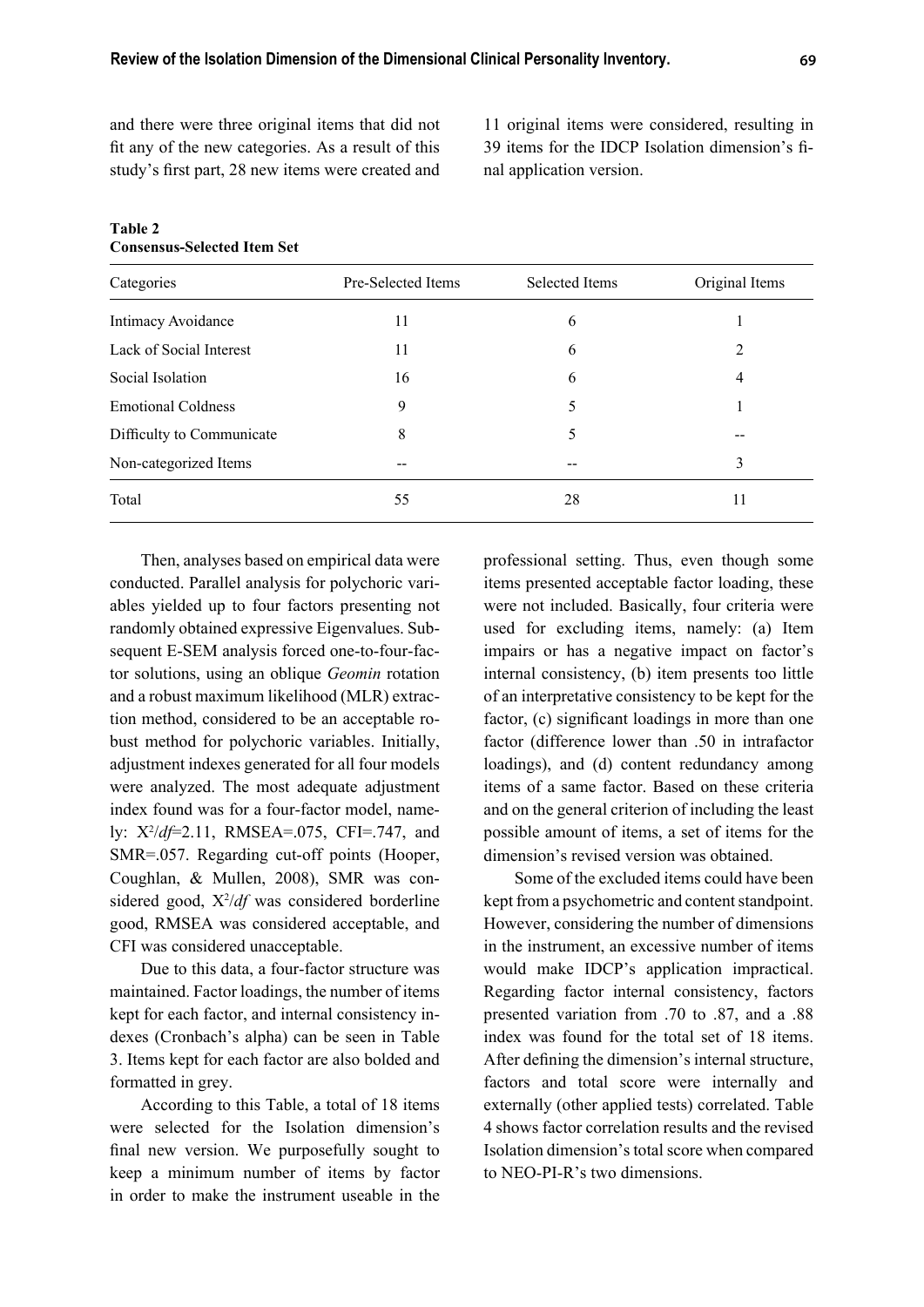and there were three original items that did not fit any of the new categories. As a result of this study's first part, 28 new items were created and 11 original items were considered, resulting in 39 items for the IDCP Isolation dimension's final application version.

**Table 2**
**Consensus-Selected Item Set**

| Categories | Pre-Selected Items | Selected Items | Original Items |
|---|---|---|---|
| Intimacy Avoidance | 11 | 6 | 1 |
| Lack of Social Interest | 11 | 6 | 2 |
| Social Isolation | 16 | 6 | 4 |
| Emotional Coldness | 9 | 5 | 1 |
| Difficulty to Communicate | 8 | 5 | -- |
| Non-categorized Items | -- | -- | 3 |
| Total | 55 | 28 | 11 |

Then, analyses based on empirical data were conducted. Parallel analysis for polychoric variables yielded up to four factors presenting not randomly obtained expressive Eigenvalues. Subsequent E-SEM analysis forced one-to-four-factor solutions, using an oblique *Geomin* rotation and a robust maximum likelihood (MLR) extraction method, considered to be an acceptable robust method for polychoric variables. Initially, adjustment indexes generated for all four models were analyzed. The most adequate adjustment index found was for a four-factor model, namely: $X^2/df$=2.11, RMSEA=.075, CFI=.747, and SMR=.057. Regarding cut-off points (Hooper, Coughlan, & Mullen, 2008), SMR was considered good, $X^2/df$ was considered borderline good, RMSEA was considered acceptable, and CFI was considered unacceptable.

Due to this data, a four-factor structure was maintained. Factor loadings, the number of items kept for each factor, and internal consistency indexes (Cronbach's alpha) can be seen in Table 3. Items kept for each factor are also bolded and formatted in grey.

According to this Table, a total of 18 items were selected for the Isolation dimension's final new version. We purposefully sought to keep a minimum number of items by factor in order to make the instrument useable in the professional setting. Thus, even though some items presented acceptable factor loading, these were not included. Basically, four criteria were used for excluding items, namely: (a) Item impairs or has a negative impact on factor's internal consistency, (b) item presents too little of an interpretative consistency to be kept for the factor, (c) significant loadings in more than one factor (difference lower than .50 in intrafactor loadings), and (d) content redundancy among items of a same factor. Based on these criteria and on the general criterion of including the least possible amount of items, a set of items for the dimension's revised version was obtained.

Some of the excluded items could have been kept from a psychometric and content standpoint. However, considering the number of dimensions in the instrument, an excessive number of items would make IDCP's application impractical. Regarding factor internal consistency, factors presented variation from .70 to .87, and a .88 index was found for the total set of 18 items. After defining the dimension's internal structure, factors and total score were internally and externally (other applied tests) correlated. Table 4 shows factor correlation results and the revised Isolation dimension's total score when compared to NEO-PI-R's two dimensions.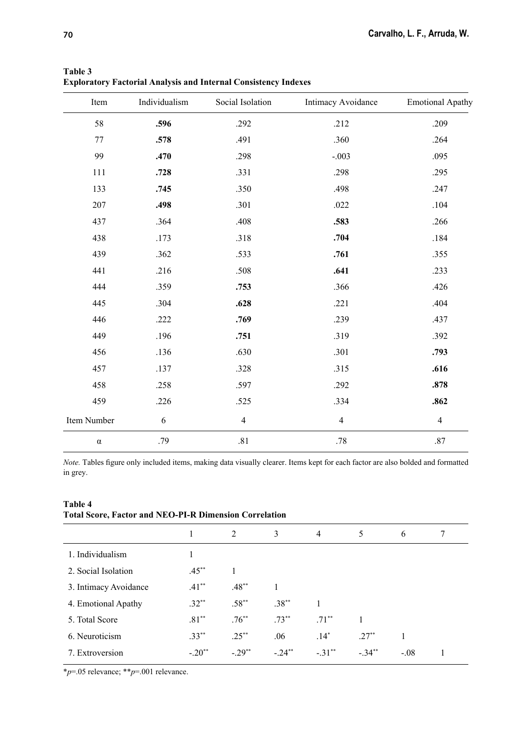**Table 3**
**Exploratory Factorial Analysis and Internal Consistency Indexes**

| Item | Individualism | Social Isolation | Intimacy Avoidance | Emotional Apathy |
|---|---|---|---|---|
| 58 | **.596** | .292 | .212 | .209 |
| 77 | **.578** | .491 | .360 | .264 |
| 99 | **.470** | .298 | -.003 | .095 |
| 111 | **.728** | .331 | .298 | .295 |
| 133 | **.745** | .350 | .498 | .247 |
| 207 | **.498** | .301 | .022 | .104 |
| 437 | .364 | .408 | **.583** | .266 |
| 438 | .173 | .318 | **.704** | .184 |
| 439 | .362 | .533 | **.761** | .355 |
| 441 | .216 | .508 | **.641** | .233 |
| 444 | .359 | **.753** | .366 | .426 |
| 445 | .304 | **.628** | .221 | .404 |
| 446 | .222 | **.769** | .239 | .437 |
| 449 | .196 | **.751** | .319 | .392 |
| 456 | .136 | .630 | .301 | **.793** |
| 457 | .137 | .328 | .315 | **.616** |
| 458 | .258 | .597 | .292 | **.878** |
| 459 | .226 | .525 | .334 | **.862** |
| Item Number | 6 | 4 | 4 | 4 |
| α | .79 | .81 | .78 | .87 |

*Note.* Tables figure only included items, making data visually clearer. Items kept for each factor are also bolded and formatted in grey.

**Table 4**
**Total Score, Factor and NEO-PI-R Dimension Correlation**

| | 1 | 2 | 3 | 4 | 5 | 6 | 7 |
|---|---|---|---|---|---|---|---|
| 1. Individualism | 1 | | | | | | |
| 2. Social Isolation | .45** | 1 | | | | | |
| 3. Intimacy Avoidance | .41** | .48** | 1 | | | | |
| 4. Emotional Apathy | .32** | .58** | .38** | 1 | | | |
| 5. Total Score | .81** | .76** | .73** | .71** | 1 | | |
| 6. Neuroticism | .33** | .25** | .06 | .14* | .27** | 1 | |
| 7. Extroversion | -.20** | -.29** | -.24** | -.31** | -.34** | -.08 | 1 |

*$p$=.05 relevance; **$p$=.001 relevance.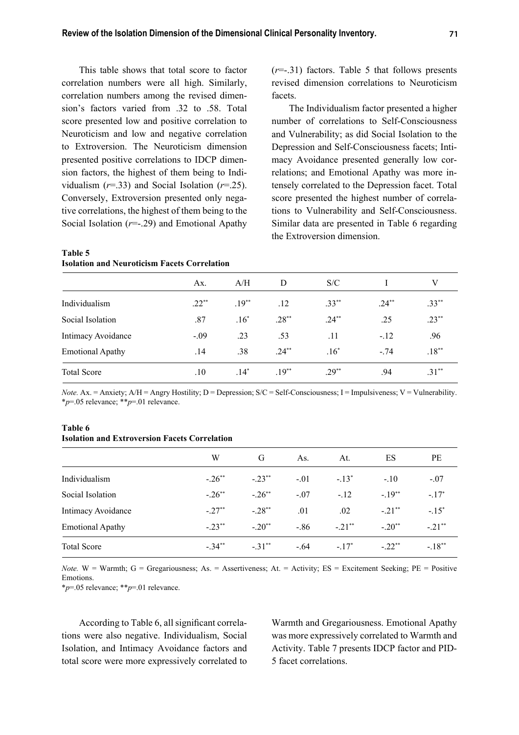This table shows that total score to factor correlation numbers were all high. Similarly, correlation numbers among the revised dimension's factors varied from .32 to .58. Total score presented low and positive correlation to Neuroticism and low and negative correlation to Extroversion. The Neuroticism dimension presented positive correlations to IDCP dimension factors, the highest of them being to Individualism ($r$=.33) and Social Isolation ($r$=.25). Conversely, Extroversion presented only negative correlations, the highest of them being to the Social Isolation ($r$=-.29) and Emotional Apathy ($r$=-.31) factors. Table 5 that follows presents revised dimension correlations to Neuroticism facets.

The Individualism factor presented a higher number of correlations to Self-Consciousness and Vulnerability; as did Social Isolation to the Depression and Self-Consciousness facets; Intimacy Avoidance presented generally low correlations; and Emotional Apathy was more intensely correlated to the Depression facet. Total score presented the highest number of correlations to Vulnerability and Self-Consciousness. Similar data are presented in Table 6 regarding the Extroversion dimension.

**Table 5**
**Isolation and Neuroticism Facets Correlation**

| | Ax. | A/H | D | S/C | I | V |
|---|---|---|---|---|---|---|
| Individualism | .22** | .19** | .12 | .33** | .24** | .33** |
| Social Isolation | .87 | .16* | .28** | .24** | .25 | .23** |
| Intimacy Avoidance | -.09 | .23 | .53 | .11 | -.12 | .96 |
| Emotional Apathy | .14 | .38 | .24** | .16* | -.74 | .18** |
| Total Score | .10 | .14* | .19** | .29** | .94 | .31** |

*Note.* Ax. = Anxiety; A/H = Angry Hostility; D = Depression; S/C = Self-Consciousness; I = Impulsiveness; V = Vulnerability.
*$p$=.05 relevance; **$p$=.01 relevance.

**Table 6**
**Isolation and Extroversion Facets Correlation**

| | W | G | As. | At. | ES | PE |
|---|---|---|---|---|---|---|
| Individualism | -.26** | -.23** | -.01 | -.13* | -.10 | -.07 |
| Social Isolation | -.26** | -.26** | -.07 | -.12 | -.19** | -.17* |
| Intimacy Avoidance | -.27** | -.28** | .01 | .02 | -.21** | -.15* |
| Emotional Apathy | -.23** | -.20** | -.86 | -.21** | -.20** | -.21** |
| Total Score | -.34** | -.31** | -.64 | -.17* | -.22** | -.18** |

*Note.* W = Warmth; G = Gregariousness; As. = Assertiveness; At. = Activity; ES = Excitement Seeking; PE = Positive Emotions.
*$p$=.05 relevance; **$p$=.01 relevance.

According to Table 6, all significant correlations were also negative. Individualism, Social Isolation, and Intimacy Avoidance factors and total score were more expressively correlated to Warmth and Gregariousness. Emotional Apathy was more expressively correlated to Warmth and Activity. Table 7 presents IDCP factor and PID-5 facet correlations.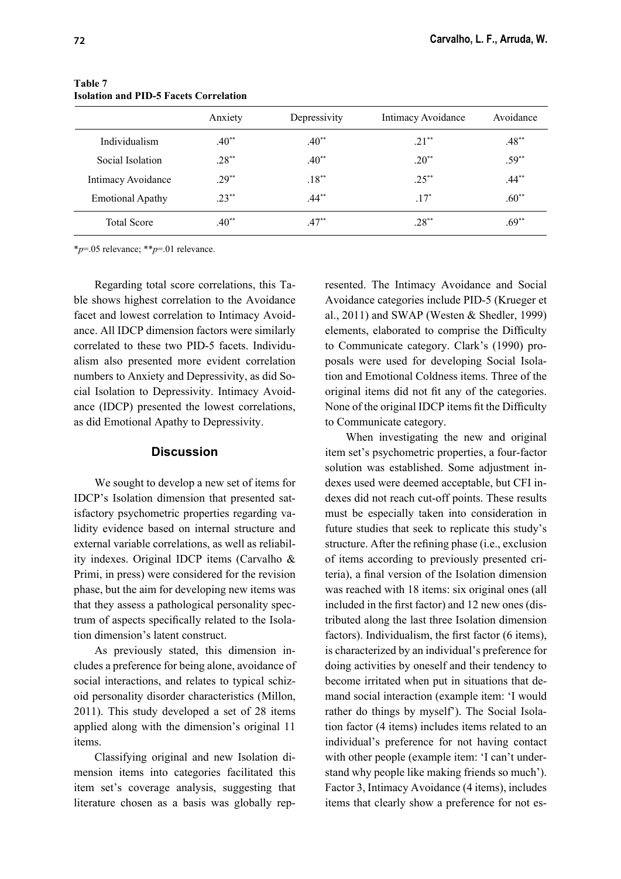**Table 7**
**Isolation and PID-5 Facets Correlation**

| | Anxiety | Depressivity | Intimacy Avoidance | Avoidance |
|---|---|---|---|---|
| Individualism | .40** | .40** | .21** | .48** |
| Social Isolation | .28** | .40** | .20** | .59** |
| Intimacy Avoidance | .29** | .18** | .25** | .44** |
| Emotional Apathy | .23** | .44** | .17* | .60** |
| Total Score | .40** | .47** | .28** | .69** |

**p*=.05 relevance; ***p*=.01 relevance.

Regarding total score correlations, this Table shows highest correlation to the Avoidance facet and lowest correlation to Intimacy Avoidance. All IDCP dimension factors were similarly correlated to these two PID-5 facets. Individualism also presented more evident correlation numbers to Anxiety and Depressivity, as did Social Isolation to Depressivity. Intimacy Avoidance (IDCP) presented the lowest correlations, as did Emotional Apathy to Depressivity.

## Discussion

We sought to develop a new set of items for IDCP's Isolation dimension that presented satisfactory psychometric properties regarding validity evidence based on internal structure and external variable correlations, as well as reliability indexes. Original IDCP items (Carvalho & Primi, in press) were considered for the revision phase, but the aim for developing new items was that they assess a pathological personality spectrum of aspects specifically related to the Isolation dimension's latent construct.

As previously stated, this dimension includes a preference for being alone, avoidance of social interactions, and relates to typical schizoid personality disorder characteristics (Millon, 2011). This study developed a set of 28 items applied along with the dimension's original 11 items.

Classifying original and new Isolation dimension items into categories facilitated this item set's coverage analysis, suggesting that literature chosen as a basis was globally represented. The Intimacy Avoidance and Social Avoidance categories include PID-5 (Krueger et al., 2011) and SWAP (Westen & Shedler, 1999) elements, elaborated to comprise the Difficulty to Communicate category. Clark's (1990) proposals were used for developing Social Isolation and Emotional Coldness items. Three of the original items did not fit any of the categories. None of the original IDCP items fit the Difficulty to Communicate category.

When investigating the new and original item set's psychometric properties, a four-factor solution was established. Some adjustment indexes used were deemed acceptable, but CFI indexes did not reach cut-off points. These results must be especially taken into consideration in future studies that seek to replicate this study's structure. After the refining phase (i.e., exclusion of items according to previously presented criteria), a final version of the Isolation dimension was reached with 18 items: six original ones (all included in the first factor) and 12 new ones (distributed along the last three Isolation dimension factors). Individualism, the first factor (6 items), is characterized by an individual's preference for doing activities by oneself and their tendency to become irritated when put in situations that demand social interaction (example item: 'I would rather do things by myself'). The Social Isolation factor (4 items) includes items related to an individual's preference for not having contact with other people (example item: 'I can't understand why people like making friends so much'). Factor 3, Intimacy Avoidance (4 items), includes items that clearly show a preference for not es-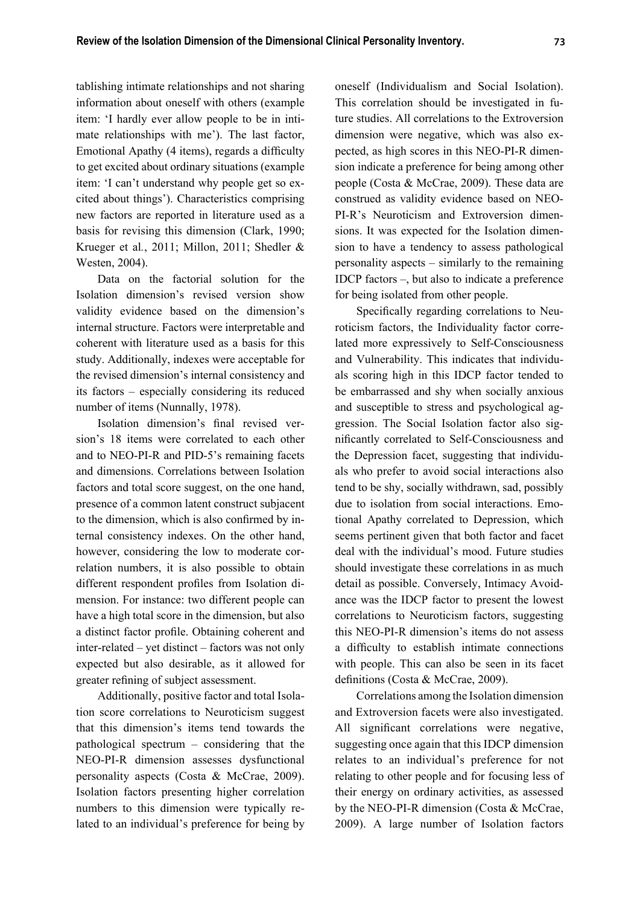tablishing intimate relationships and not sharing information about oneself with others (example item: 'I hardly ever allow people to be in intimate relationships with me'). The last factor, Emotional Apathy (4 items), regards a difficulty to get excited about ordinary situations (example item: 'I can't understand why people get so excited about things'). Characteristics comprising new factors are reported in literature used as a basis for revising this dimension (Clark, 1990; Krueger et al*.*, 2011; Millon, 2011; Shedler & Westen, 2004).

Data on the factorial solution for the Isolation dimension's revised version show validity evidence based on the dimension's internal structure. Factors were interpretable and coherent with literature used as a basis for this study. Additionally, indexes were acceptable for the revised dimension's internal consistency and its factors – especially considering its reduced number of items (Nunnally, 1978).

Isolation dimension's final revised version's 18 items were correlated to each other and to NEO-PI-R and PID-5's remaining facets and dimensions. Correlations between Isolation factors and total score suggest, on the one hand, presence of a common latent construct subjacent to the dimension, which is also confirmed by internal consistency indexes. On the other hand, however, considering the low to moderate correlation numbers, it is also possible to obtain different respondent profiles from Isolation dimension. For instance: two different people can have a high total score in the dimension, but also a distinct factor profile. Obtaining coherent and inter-related – yet distinct – factors was not only expected but also desirable, as it allowed for greater refining of subject assessment.

Additionally, positive factor and total Isolation score correlations to Neuroticism suggest that this dimension's items tend towards the pathological spectrum – considering that the NEO-PI-R dimension assesses dysfunctional personality aspects (Costa & McCrae, 2009). Isolation factors presenting higher correlation numbers to this dimension were typically related to an individual's preference for being by oneself (Individualism and Social Isolation). This correlation should be investigated in future studies. All correlations to the Extroversion dimension were negative, which was also expected, as high scores in this NEO-PI-R dimension indicate a preference for being among other people (Costa & McCrae, 2009). These data are construed as validity evidence based on NEO-PI-R's Neuroticism and Extroversion dimensions. It was expected for the Isolation dimension to have a tendency to assess pathological personality aspects – similarly to the remaining IDCP factors –, but also to indicate a preference for being isolated from other people.

Specifically regarding correlations to Neuroticism factors, the Individuality factor correlated more expressively to Self-Consciousness and Vulnerability. This indicates that individuals scoring high in this IDCP factor tended to be embarrassed and shy when socially anxious and susceptible to stress and psychological aggression. The Social Isolation factor also significantly correlated to Self-Consciousness and the Depression facet, suggesting that individuals who prefer to avoid social interactions also tend to be shy, socially withdrawn, sad, possibly due to isolation from social interactions. Emotional Apathy correlated to Depression, which seems pertinent given that both factor and facet deal with the individual's mood. Future studies should investigate these correlations in as much detail as possible. Conversely, Intimacy Avoidance was the IDCP factor to present the lowest correlations to Neuroticism factors, suggesting this NEO-PI-R dimension's items do not assess a difficulty to establish intimate connections with people. This can also be seen in its facet definitions (Costa & McCrae, 2009).

Correlations among the Isolation dimension and Extroversion facets were also investigated. All significant correlations were negative, suggesting once again that this IDCP dimension relates to an individual's preference for not relating to other people and for focusing less of their energy on ordinary activities, as assessed by the NEO-PI-R dimension (Costa & McCrae, 2009). A large number of Isolation factors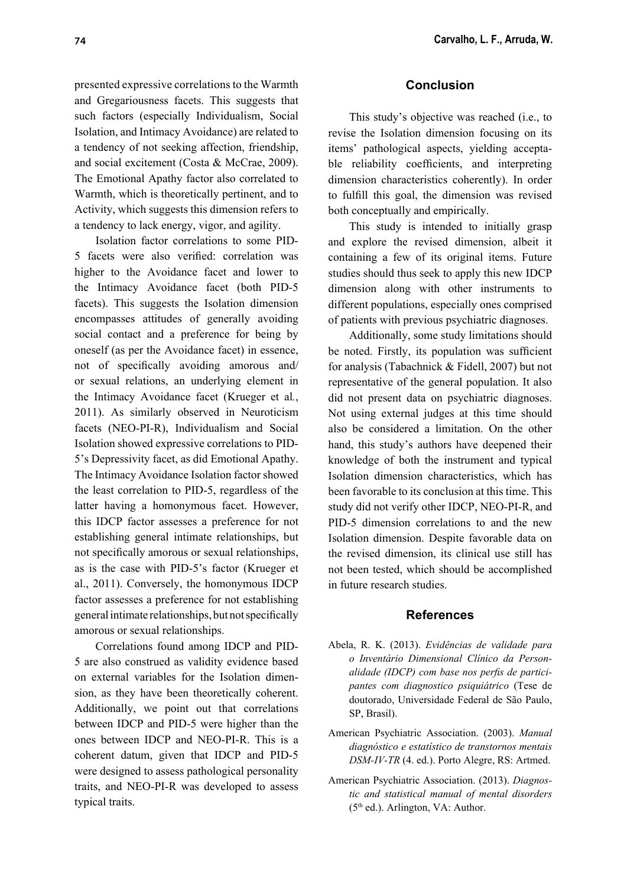presented expressive correlations to the Warmth and Gregariousness facets. This suggests that such factors (especially Individualism, Social Isolation, and Intimacy Avoidance) are related to a tendency of not seeking affection, friendship, and social excitement (Costa & McCrae, 2009). The Emotional Apathy factor also correlated to Warmth, which is theoretically pertinent, and to Activity, which suggests this dimension refers to a tendency to lack energy, vigor, and agility.

Isolation factor correlations to some PID-5 facets were also verified: correlation was higher to the Avoidance facet and lower to the Intimacy Avoidance facet (both PID-5 facets). This suggests the Isolation dimension encompasses attitudes of generally avoiding social contact and a preference for being by oneself (as per the Avoidance facet) in essence, not of specifically avoiding amorous and/or sexual relations, an underlying element in the Intimacy Avoidance facet (Krueger et al., 2011). As similarly observed in Neuroticism facets (NEO-PI-R), Individualism and Social Isolation showed expressive correlations to PID-5's Depressivity facet, as did Emotional Apathy. The Intimacy Avoidance Isolation factor showed the least correlation to PID-5, regardless of the latter having a homonymous facet. However, this IDCP factor assesses a preference for not establishing general intimate relationships, but not specifically amorous or sexual relationships, as is the case with PID-5's factor (Krueger et al., 2011). Conversely, the homonymous IDCP factor assesses a preference for not establishing general intimate relationships, but not specifically amorous or sexual relationships.

Correlations found among IDCP and PID-5 are also construed as validity evidence based on external variables for the Isolation dimension, as they have been theoretically coherent. Additionally, we point out that correlations between IDCP and PID-5 were higher than the ones between IDCP and NEO-PI-R. This is a coherent datum, given that IDCP and PID-5 were designed to assess pathological personality traits, and NEO-PI-R was developed to assess typical traits.

## Conclusion

This study's objective was reached (i.e., to revise the Isolation dimension focusing on its items' pathological aspects, yielding acceptable reliability coefficients, and interpreting dimension characteristics coherently). In order to fulfill this goal, the dimension was revised both conceptually and empirically.

This study is intended to initially grasp and explore the revised dimension, albeit it containing a few of its original items. Future studies should thus seek to apply this new IDCP dimension along with other instruments to different populations, especially ones comprised of patients with previous psychiatric diagnoses.

Additionally, some study limitations should be noted. Firstly, its population was sufficient for analysis (Tabachnick & Fidell, 2007) but not representative of the general population. It also did not present data on psychiatric diagnoses. Not using external judges at this time should also be considered a limitation. On the other hand, this study's authors have deepened their knowledge of both the instrument and typical Isolation dimension characteristics, which has been favorable to its conclusion at this time. This study did not verify other IDCP, NEO-PI-R, and PID-5 dimension correlations to and the new Isolation dimension. Despite favorable data on the revised dimension, its clinical use still has not been tested, which should be accomplished in future research studies.

## References

Abela, R. K. (2013). *Evidências de validade para o Inventário Dimensional Clínico da Personalidade (IDCP) com base nos perfis de participantes com diagnostico psiquiátrico* (Tese de doutorado, Universidade Federal de São Paulo, SP, Brasil).

American Psychiatric Association. (2003). *Manual diagnóstico e estatístico de transtornos mentais DSM-IV-TR* (4. ed.). Porto Alegre, RS: Artmed.

American Psychiatric Association. (2013). *Diagnostic and statistical manual of mental disorders* (5th ed.). Arlington, VA: Author.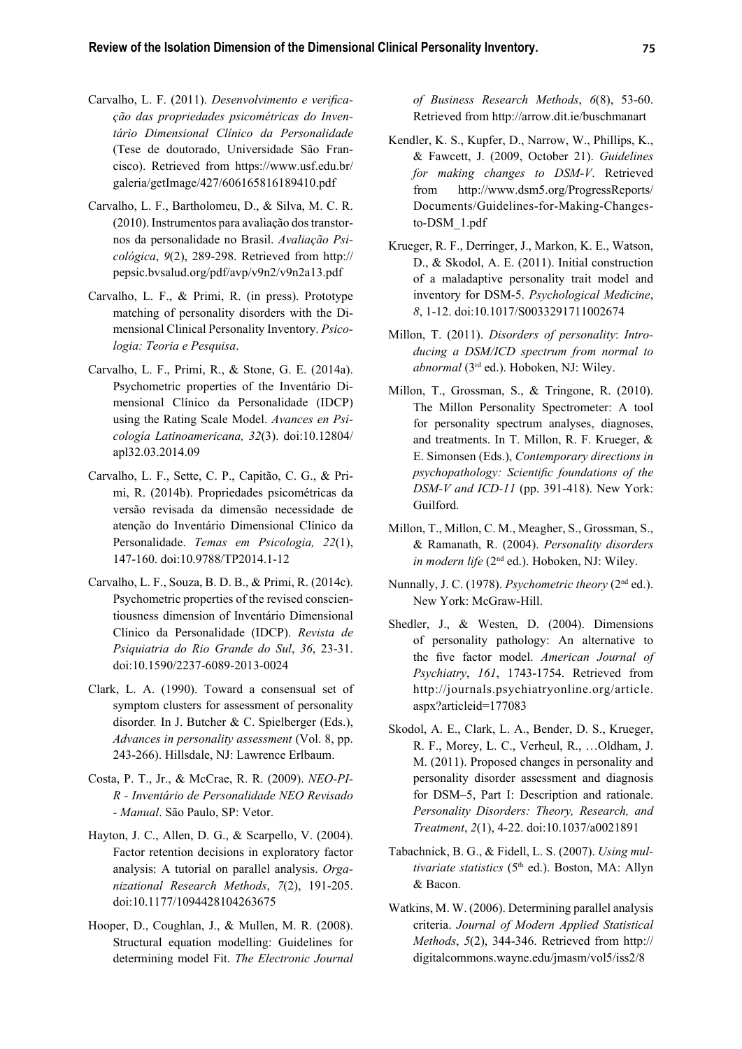Carvalho, L. F. (2011). *Desenvolvimento e verificação das propriedades psicométricas do Inventário Dimensional Clínico da Personalidade* (Tese de doutorado, Universidade São Francisco). Retrieved from https://www.usf.edu.br/galeria/getImage/427/606165816189410.pdf

Carvalho, L. F., Bartholomeu, D., & Silva, M. C. R. (2010). Instrumentos para avaliação dos transtornos da personalidade no Brasil. *Avaliação Psicológica*, *9*(2), 289-298. Retrieved from http://pepsic.bvsalud.org/pdf/avp/v9n2/v9n2a13.pdf

Carvalho, L. F., & Primi, R. (in press). Prototype matching of personality disorders with the Dimensional Clinical Personality Inventory. *Psicologia: Teoria e Pesquisa*.

Carvalho, L. F., Primi, R., & Stone, G. E. (2014a). Psychometric properties of the Inventário Dimensional Clínico da Personalidade (IDCP) using the Rating Scale Model. *Avances en Psicología Latinoamericana, 32*(3). doi:10.12804/apl32.03.2014.09

Carvalho, L. F., Sette, C. P., Capitão, C. G., & Primi, R. (2014b). Propriedades psicométricas da versão revisada da dimensão necessidade de atenção do Inventário Dimensional Clínico da Personalidade. *Temas em Psicologia, 22*(1), 147-160. doi:10.9788/TP2014.1-12

Carvalho, L. F., Souza, B. D. B., & Primi, R. (2014c). Psychometric properties of the revised conscientiousness dimension of Inventário Dimensional Clínico da Personalidade (IDCP). *Revista de Psiquiatria do Rio Grande do Sul*, *36*, 23-31. doi:10.1590/2237-6089-2013-0024

Clark, L. A. (1990). Toward a consensual set of symptom clusters for assessment of personality disorder*.* In J. Butcher & C. Spielberger (Eds.), *Advances in personality assessment* (Vol. 8, pp. 243-266). Hillsdale, NJ: Lawrence Erlbaum.

Costa, P. T., Jr., & McCrae, R. R. (2009). *NEO-PI-R - Inventário de Personalidade NEO Revisado - Manual*. São Paulo, SP: Vetor.

Hayton, J. C., Allen, D. G., & Scarpello, V. (2004). Factor retention decisions in exploratory factor analysis: A tutorial on parallel analysis. *Organizational Research Methods*, *7*(2), 191-205. doi:10.1177/1094428104263675

Hooper, D., Coughlan, J., & Mullen, M. R. (2008). Structural equation modelling: Guidelines for determining model Fit. *The Electronic Journal of Business Research Methods*, *6*(8), 53-60. Retrieved from http://arrow.dit.ie/buschmanart

Kendler, K. S., Kupfer, D., Narrow, W., Phillips, K., & Fawcett, J. (2009, October 21). *Guidelines for making changes to DSM-V*. Retrieved from http://www.dsm5.org/ProgressReports/Documents/Guidelines-for-Making-Changes-to-DSM_1.pdf

Krueger, R. F., Derringer, J., Markon, K. E., Watson, D., & Skodol, A. E. (2011). Initial construction of a maladaptive personality trait model and inventory for DSM-5. *Psychological Medicine*, *8*, 1-12. doi:10.1017/S0033291711002674

Millon, T. (2011). *Disorders of personality*: *Introducing a DSM/ICD spectrum from normal to abnormal* (3rd ed.). Hoboken, NJ: Wiley.

Millon, T., Grossman, S., & Tringone, R. (2010). The Millon Personality Spectrometer: A tool for personality spectrum analyses, diagnoses, and treatments. In T. Millon, R. F. Krueger, & E. Simonsen (Eds.), *Contemporary directions in psychopathology: Scientific foundations of the DSM-V and ICD-11* (pp. 391-418). New York: Guilford.

Millon, T., Millon, C. M., Meagher, S., Grossman, S., & Ramanath, R. (2004). *Personality disorders in modern life* (2nd ed.). Hoboken, NJ: Wiley.

Nunnally, J. C. (1978). *Psychometric theory* (2nd ed.). New York: McGraw-Hill.

Shedler, J., & Westen, D. (2004). Dimensions of personality pathology: An alternative to the five factor model. *American Journal of Psychiatry*, *161*, 1743-1754. Retrieved from http://journals.psychiatryonline.org/article.aspx?articleid=177083

Skodol, A. E., Clark, L. A., Bender, D. S., Krueger, R. F., Morey, L. C., Verheul, R., …Oldham, J. M. (2011). Proposed changes in personality and personality disorder assessment and diagnosis for DSM–5, Part I: Description and rationale. *Personality Disorders: Theory, Research, and Treatment*, *2*(1), 4-22. doi:10.1037/a0021891

Tabachnick, B. G., & Fidell, L. S. (2007). *Using multivariate statistics* (5th ed.). Boston, MA: Allyn & Bacon.

Watkins, M. W. (2006). Determining parallel analysis criteria. *Journal of Modern Applied Statistical Methods*, *5*(2), 344-346. Retrieved from http://digitalcommons.wayne.edu/jmasm/vol5/iss2/8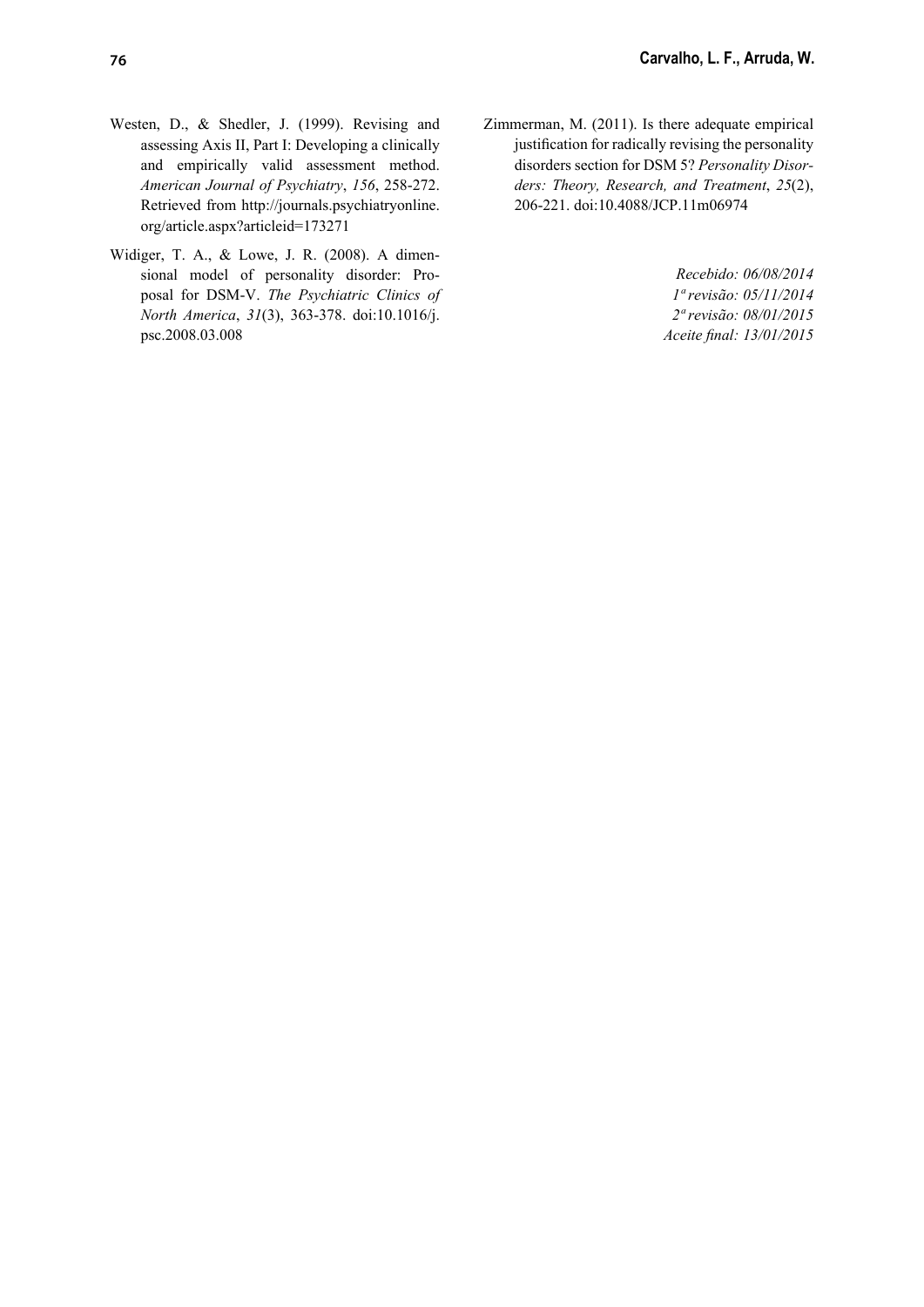Westen, D., & Shedler, J. (1999). Revising and assessing Axis II, Part I: Developing a clinically and empirically valid assessment method. *American Journal of Psychiatry*, *156*, 258-272. Retrieved from http://journals.psychiatryonline.org/article.aspx?articleid=173271

Widiger, T. A., & Lowe, J. R. (2008). A dimensional model of personality disorder: Proposal for DSM-V. *The Psychiatric Clinics of North America*, *31*(3), 363-378. doi:10.1016/j.psc.2008.03.008

Zimmerman, M. (2011). Is there adequate empirical justification for radically revising the personality disorders section for DSM 5? *Personality Disorders: Theory, Research, and Treatment*, *25*(2), 206-221. doi:10.4088/JCP.11m06974

*Recebido: 06/08/2014*
*1ª revisão: 05/11/2014*
*2ª revisão: 08/01/2015*
*Aceite final: 13/01/2015*